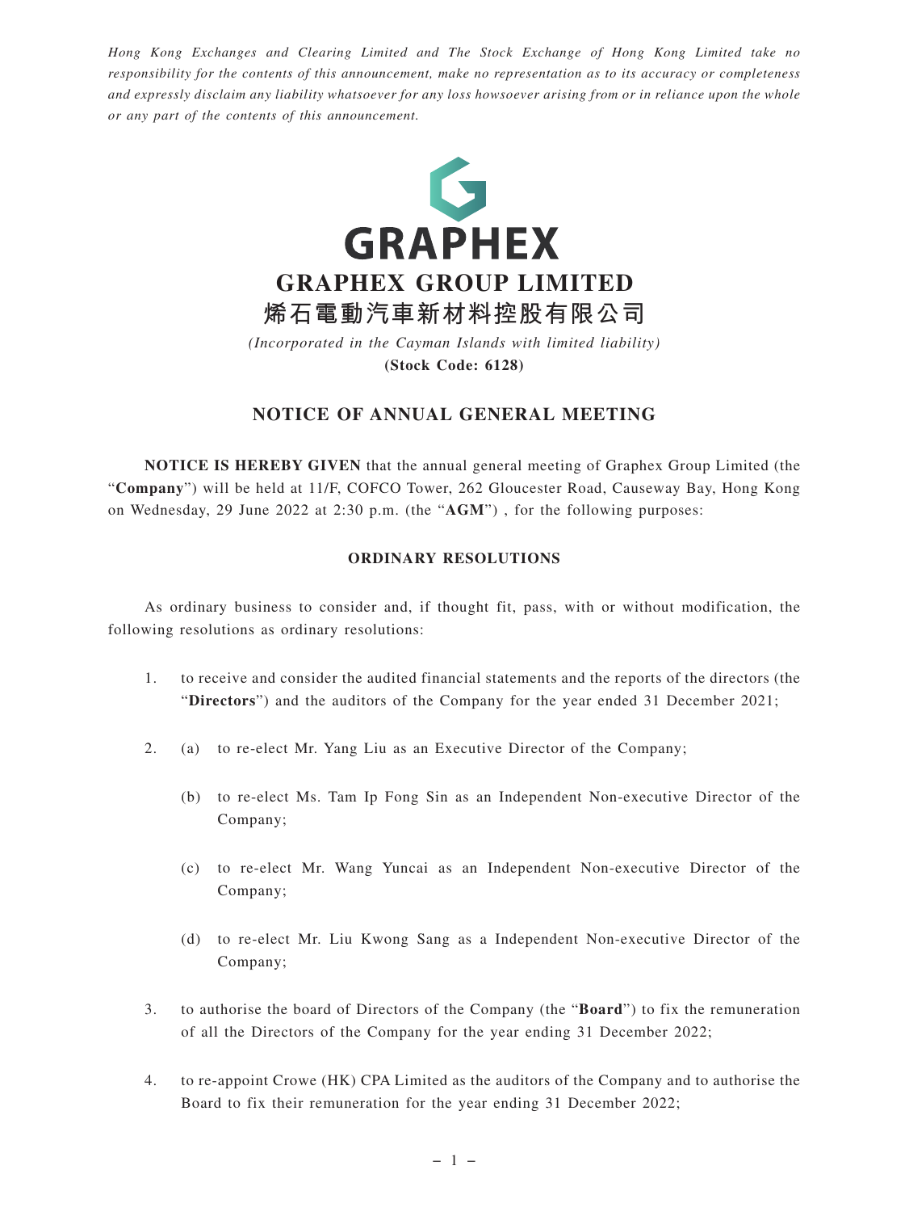*Hong Kong Exchanges and Clearing Limited and The Stock Exchange of Hong Kong Limited take no responsibility for the contents of this announcement, make no representation as to its accuracy or completeness and expressly disclaim any liability whatsoever for any loss howsoever arising from or in reliance upon the whole or any part of the contents of this announcement.*

GRAPHEX

# GRAPHEX GROUP LIMITED
# 烯石電動汽車新材料控股有限公司

*(Incorporated in the Cayman Islands with limited liability)*
**(Stock Code: 6128)**

## NOTICE OF ANNUAL GENERAL MEETING

**NOTICE IS HEREBY GIVEN** that the annual general meeting of Graphex Group Limited (the "**Company**") will be held at 11/F, COFCO Tower, 262 Gloucester Road, Causeway Bay, Hong Kong on Wednesday, 29 June 2022 at 2:30 p.m. (the "**AGM**") , for the following purposes:

### ORDINARY RESOLUTIONS

As ordinary business to consider and, if thought fit, pass, with or without modification, the following resolutions as ordinary resolutions:

1. to receive and consider the audited financial statements and the reports of the directors (the "**Directors**") and the auditors of the Company for the year ended 31 December 2021;

2. (a) to re-elect Mr. Yang Liu as an Executive Director of the Company;

   (b) to re-elect Ms. Tam Ip Fong Sin as an Independent Non-executive Director of the Company;

   (c) to re-elect Mr. Wang Yuncai as an Independent Non-executive Director of the Company;

   (d) to re-elect Mr. Liu Kwong Sang as a Independent Non-executive Director of the Company;

3. to authorise the board of Directors of the Company (the "**Board**") to fix the remuneration of all the Directors of the Company for the year ending 31 December 2022;

4. to re-appoint Crowe (HK) CPA Limited as the auditors of the Company and to authorise the Board to fix their remuneration for the year ending 31 December 2022;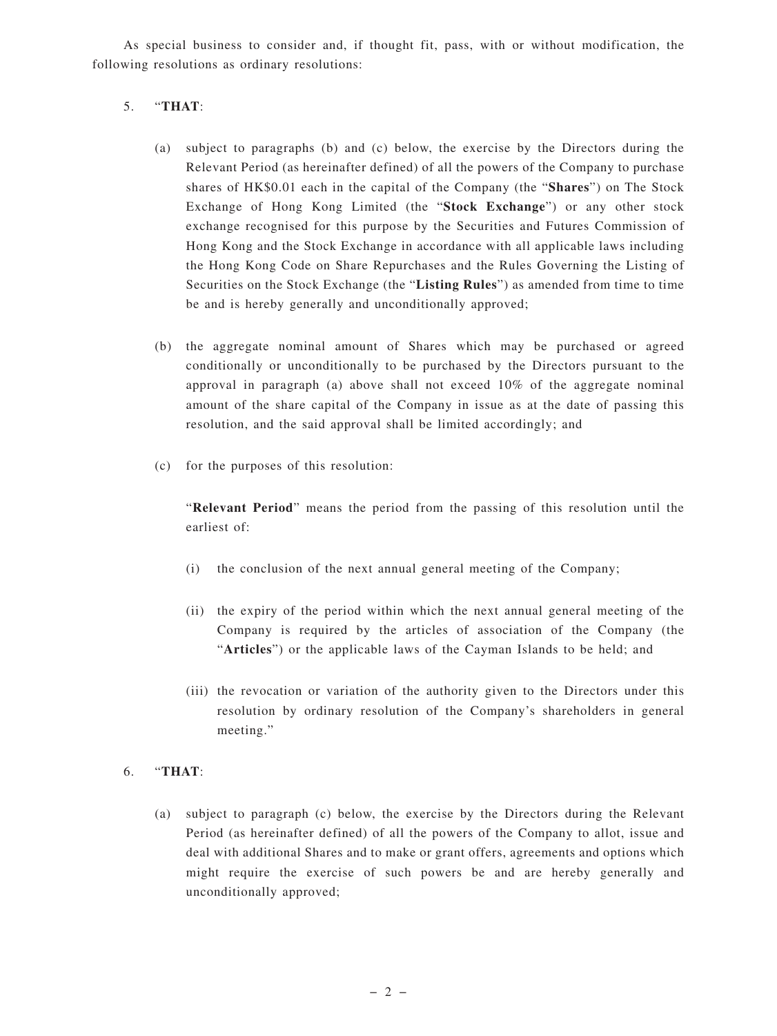As special business to consider and, if thought fit, pass, with or without modification, the following resolutions as ordinary resolutions:

5. "**THAT**:

   (a) subject to paragraphs (b) and (c) below, the exercise by the Directors during the Relevant Period (as hereinafter defined) of all the powers of the Company to purchase shares of HK$0.01 each in the capital of the Company (the "**Shares**") on The Stock Exchange of Hong Kong Limited (the "**Stock Exchange**") or any other stock exchange recognised for this purpose by the Securities and Futures Commission of Hong Kong and the Stock Exchange in accordance with all applicable laws including the Hong Kong Code on Share Repurchases and the Rules Governing the Listing of Securities on the Stock Exchange (the "**Listing Rules**") as amended from time to time be and is hereby generally and unconditionally approved;

   (b) the aggregate nominal amount of Shares which may be purchased or agreed conditionally or unconditionally to be purchased by the Directors pursuant to the approval in paragraph (a) above shall not exceed 10% of the aggregate nominal amount of the share capital of the Company in issue as at the date of passing this resolution, and the said approval shall be limited accordingly; and

   (c) for the purposes of this resolution:

   "**Relevant Period**" means the period from the passing of this resolution until the earliest of:

      (i) the conclusion of the next annual general meeting of the Company;

      (ii) the expiry of the period within which the next annual general meeting of the Company is required by the articles of association of the Company (the "**Articles**") or the applicable laws of the Cayman Islands to be held; and

      (iii) the revocation or variation of the authority given to the Directors under this resolution by ordinary resolution of the Company's shareholders in general meeting."

6. "**THAT**:

   (a) subject to paragraph (c) below, the exercise by the Directors during the Relevant Period (as hereinafter defined) of all the powers of the Company to allot, issue and deal with additional Shares and to make or grant offers, agreements and options which might require the exercise of such powers be and are hereby generally and unconditionally approved;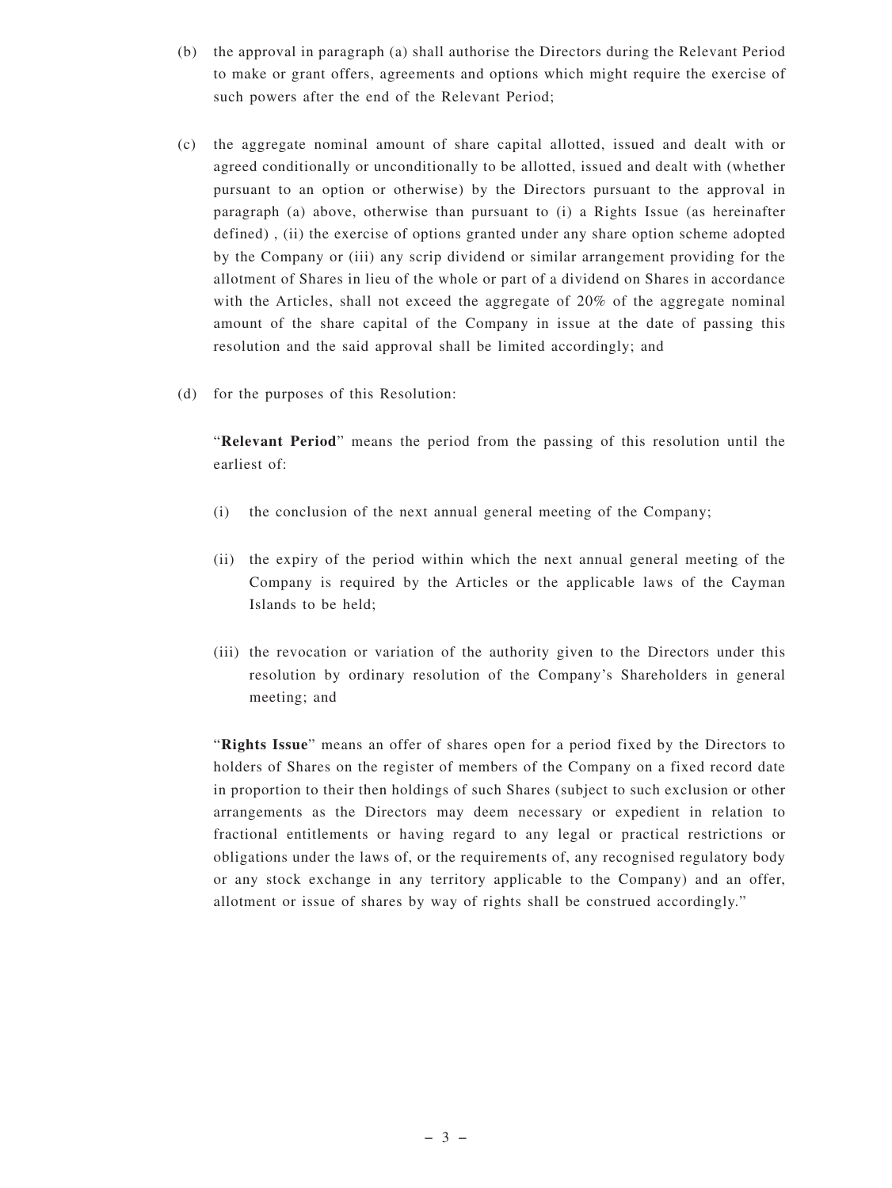(b) the approval in paragraph (a) shall authorise the Directors during the Relevant Period to make or grant offers, agreements and options which might require the exercise of such powers after the end of the Relevant Period;

(c) the aggregate nominal amount of share capital allotted, issued and dealt with or agreed conditionally or unconditionally to be allotted, issued and dealt with (whether pursuant to an option or otherwise) by the Directors pursuant to the approval in paragraph (a) above, otherwise than pursuant to (i) a Rights Issue (as hereinafter defined) , (ii) the exercise of options granted under any share option scheme adopted by the Company or (iii) any scrip dividend or similar arrangement providing for the allotment of Shares in lieu of the whole or part of a dividend on Shares in accordance with the Articles, shall not exceed the aggregate of 20% of the aggregate nominal amount of the share capital of the Company in issue at the date of passing this resolution and the said approval shall be limited accordingly; and

(d) for the purposes of this Resolution:

"**Relevant Period**" means the period from the passing of this resolution until the earliest of:

(i) the conclusion of the next annual general meeting of the Company;

(ii) the expiry of the period within which the next annual general meeting of the Company is required by the Articles or the applicable laws of the Cayman Islands to be held;

(iii) the revocation or variation of the authority given to the Directors under this resolution by ordinary resolution of the Company's Shareholders in general meeting; and

"**Rights Issue**" means an offer of shares open for a period fixed by the Directors to holders of Shares on the register of members of the Company on a fixed record date in proportion to their then holdings of such Shares (subject to such exclusion or other arrangements as the Directors may deem necessary or expedient in relation to fractional entitlements or having regard to any legal or practical restrictions or obligations under the laws of, or the requirements of, any recognised regulatory body or any stock exchange in any territory applicable to the Company) and an offer, allotment or issue of shares by way of rights shall be construed accordingly."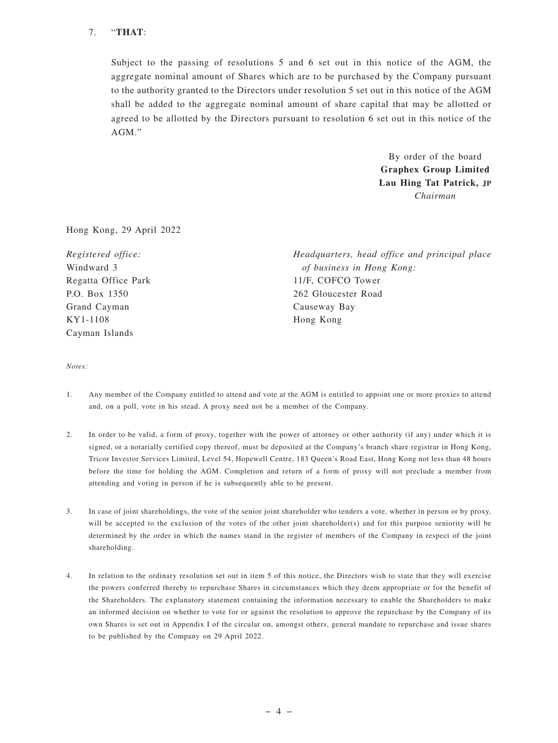7. "**THAT**:

Subject to the passing of resolutions 5 and 6 set out in this notice of the AGM, the aggregate nominal amount of Shares which are to be purchased by the Company pursuant to the authority granted to the Directors under resolution 5 set out in this notice of the AGM shall be added to the aggregate nominal amount of share capital that may be allotted or agreed to be allotted by the Directors pursuant to resolution 6 set out in this notice of the AGM."

By order of the board
**Graphex Group Limited**
**Lau Hing Tat Patrick, JP**
*Chairman*

Hong Kong, 29 April 2022

*Registered office:*
Windward 3
Regatta Office Park
P.O. Box 1350
Grand Cayman
KY1-1108
Cayman Islands

*Headquarters, head office and principal place of business in Hong Kong:*
11/F, COFCO Tower
262 Gloucester Road
Causeway Bay
Hong Kong

*Notes:*

1. Any member of the Company entitled to attend and vote at the AGM is entitled to appoint one or more proxies to attend and, on a poll, vote in his stead. A proxy need not be a member of the Company.

2. In order to be valid, a form of proxy, together with the power of attorney or other authority (if any) under which it is signed, or a notarially certified copy thereof, must be deposited at the Company's branch share registrar in Hong Kong, Tricor Investor Services Limited, Level 54, Hopewell Centre, 183 Queen's Road East, Hong Kong not less than 48 hours before the time for holding the AGM. Completion and return of a form of proxy will not preclude a member from attending and voting in person if he is subsequently able to be present.

3. In case of joint shareholdings, the vote of the senior joint shareholder who tenders a vote, whether in person or by proxy, will be accepted to the exclusion of the votes of the other joint shareholder(s) and for this purpose seniority will be determined by the order in which the names stand in the register of members of the Company in respect of the joint shareholding.

4. In relation to the ordinary resolution set out in item 5 of this notice, the Directors wish to state that they will exercise the powers conferred thereby to repurchase Shares in circumstances which they deem appropriate or for the benefit of the Shareholders. The explanatory statement containing the information necessary to enable the Shareholders to make an informed decision on whether to vote for or against the resolution to approve the repurchase by the Company of its own Shares is set out in Appendix I of the circular on, amongst others, general mandate to repurchase and issue shares to be published by the Company on 29 April 2022.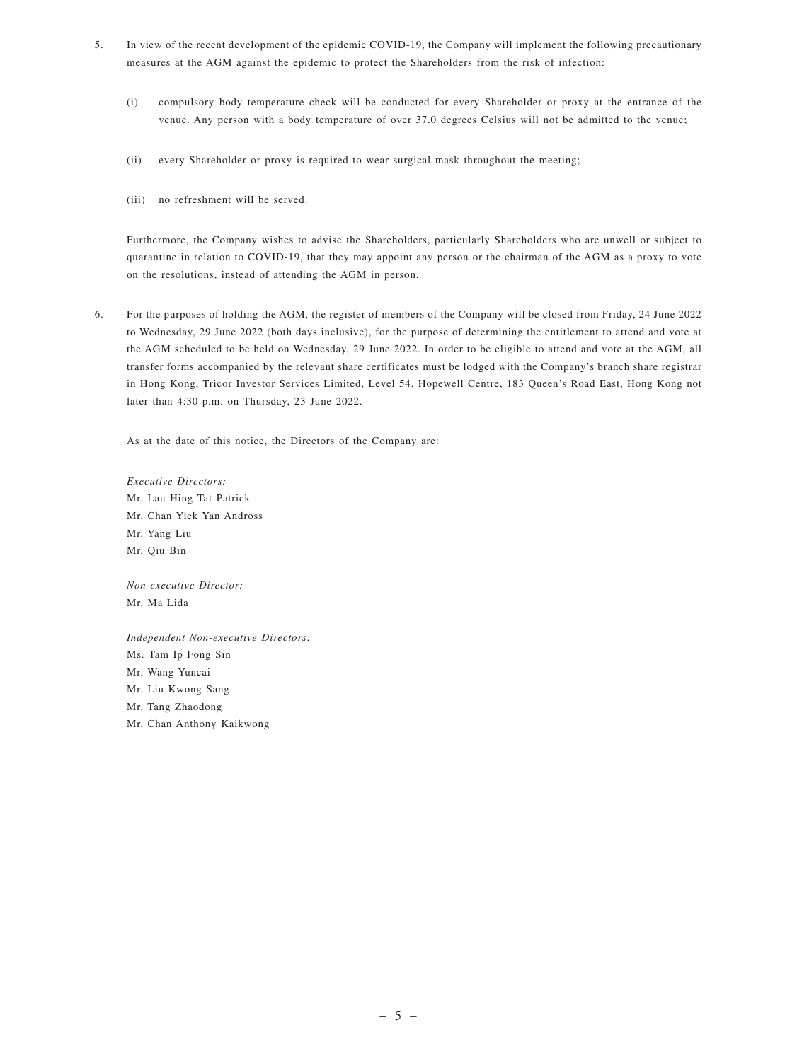5. In view of the recent development of the epidemic COVID-19, the Company will implement the following precautionary measures at the AGM against the epidemic to protect the Shareholders from the risk of infection:

   (i) compulsory body temperature check will be conducted for every Shareholder or proxy at the entrance of the venue. Any person with a body temperature of over 37.0 degrees Celsius will not be admitted to the venue;

   (ii) every Shareholder or proxy is required to wear surgical mask throughout the meeting;

   (iii) no refreshment will be served.

   Furthermore, the Company wishes to advise the Shareholders, particularly Shareholders who are unwell or subject to quarantine in relation to COVID-19, that they may appoint any person or the chairman of the AGM as a proxy to vote on the resolutions, instead of attending the AGM in person.

6. For the purposes of holding the AGM, the register of members of the Company will be closed from Friday, 24 June 2022 to Wednesday, 29 June 2022 (both days inclusive), for the purpose of determining the entitlement to attend and vote at the AGM scheduled to be held on Wednesday, 29 June 2022. In order to be eligible to attend and vote at the AGM, all transfer forms accompanied by the relevant share certificates must be lodged with the Company's branch share registrar in Hong Kong, Tricor Investor Services Limited, Level 54, Hopewell Centre, 183 Queen's Road East, Hong Kong not later than 4:30 p.m. on Thursday, 23 June 2022.

As at the date of this notice, the Directors of the Company are:

*Executive Directors:*
Mr. Lau Hing Tat Patrick
Mr. Chan Yick Yan Andross
Mr. Yang Liu
Mr. Qiu Bin

*Non-executive Director:*
Mr. Ma Lida

*Independent Non-executive Directors:*
Ms. Tam Ip Fong Sin
Mr. Wang Yuncai
Mr. Liu Kwong Sang
Mr. Tang Zhaodong
Mr. Chan Anthony Kaikwong